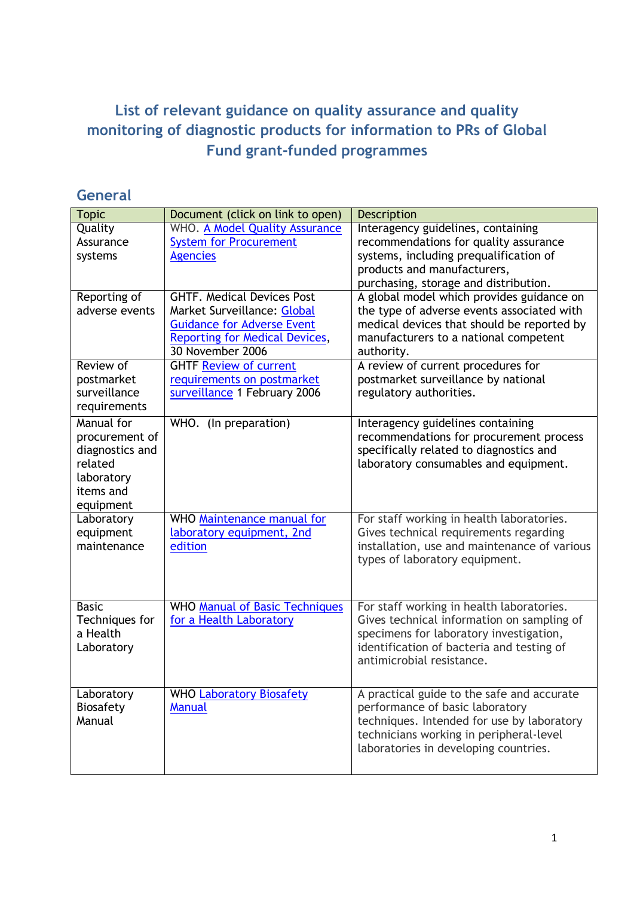# List of relevant guidance on quality assurance and quality monitoring of diagnostic products for information to PRs of Global Fund grant-funded programmes

## General

| Topic | Document (click on link to open) | Description |
|---|---|---|
| Quality Assurance systems | WHO. A Model Quality Assurance System for Procurement Agencies | Interagency guidelines, containing recommendations for quality assurance systems, including prequalification of products and manufacturers, purchasing, storage and distribution. |
| Reporting of adverse events | GHTF. Medical Devices Post Market Surveillance: Global Guidance for Adverse Event Reporting for Medical Devices, 30 November 2006 | A global model which provides guidance on the type of adverse events associated with medical devices that should be reported by manufacturers to a national competent authority. |
| Review of postmarket surveillance requirements | GHTF Review of current requirements on postmarket surveillance 1 February 2006 | A review of current procedures for postmarket surveillance by national regulatory authorities. |
| Manual for procurement of diagnostics and related laboratory items and equipment | WHO. (In preparation) | Interagency guidelines containing recommendations for procurement process specifically related to diagnostics and laboratory consumables and equipment. |
| Laboratory equipment maintenance | WHO Maintenance manual for laboratory equipment, 2nd edition | For staff working in health laboratories. Gives technical requirements regarding installation, use and maintenance of various types of laboratory equipment. |
| Basic Techniques for a Health Laboratory | WHO Manual of Basic Techniques for a Health Laboratory | For staff working in health laboratories. Gives technical information on sampling of specimens for laboratory investigation, identification of bacteria and testing of antimicrobial resistance. |
| Laboratory Biosafety Manual | WHO Laboratory Biosafety Manual | A practical guide to the safe and accurate performance of basic laboratory techniques. Intended for use by laboratory technicians working in peripheral-level laboratories in developing countries. |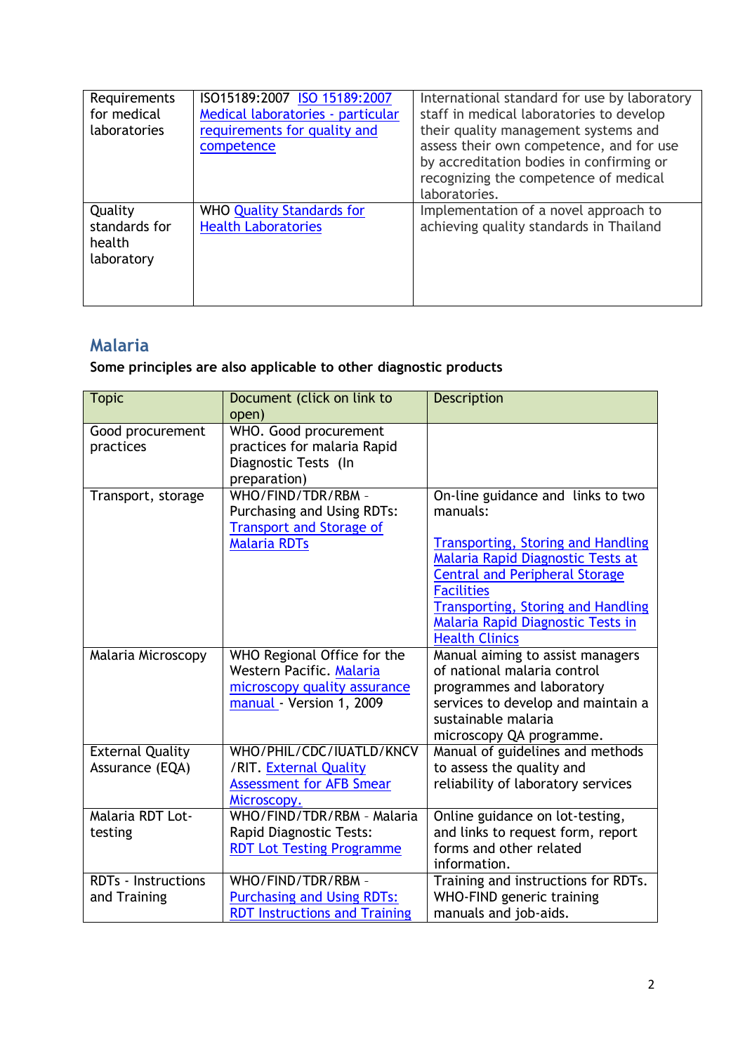| Requirements for medical laboratories | ISO15189:2007 ISO 15189:2007 Medical laboratories - particular requirements for quality and competence | International standard for use by laboratory staff in medical laboratories to develop their quality management systems and assess their own competence, and for use by accreditation bodies in confirming or recognizing the competence of medical laboratories. |
|---|---|---|
| Quality standards for health laboratory | WHO Quality Standards for Health Laboratories | Implementation of a novel approach to achieving quality standards in Thailand |

## Malaria

**Some principles are also applicable to other diagnostic products**

| Topic | Document (click on link to open) | Description |
|---|---|---|
| Good procurement practices | WHO. Good procurement practices for malaria Rapid Diagnostic Tests (In preparation) | |
| Transport, storage | WHO/FIND/TDR/RBM - Purchasing and Using RDTs: Transport and Storage of Malaria RDTs | On-line guidance and links to two manuals:<br><br>Transporting, Storing and Handling Malaria Rapid Diagnostic Tests at Central and Peripheral Storage Facilities<br>Transporting, Storing and Handling Malaria Rapid Diagnostic Tests in Health Clinics |
| Malaria Microscopy | WHO Regional Office for the Western Pacific. Malaria microscopy quality assurance manual - Version 1, 2009 | Manual aiming to assist managers of national malaria control programmes and laboratory services to develop and maintain a sustainable malaria microscopy QA programme. |
| External Quality Assurance (EQA) | WHO/PHIL/CDC/IUATLD/KNCV/RIT. External Quality Assessment for AFB Smear Microscopy. | Manual of guidelines and methods to assess the quality and reliability of laboratory services |
| Malaria RDT Lot-testing | WHO/FIND/TDR/RBM - Malaria Rapid Diagnostic Tests: RDT Lot Testing Programme | Online guidance on lot-testing, and links to request form, report forms and other related information. |
| RDTs - Instructions and Training | WHO/FIND/TDR/RBM - Purchasing and Using RDTs: RDT Instructions and Training | Training and instructions for RDTs. WHO-FIND generic training manuals and job-aids. |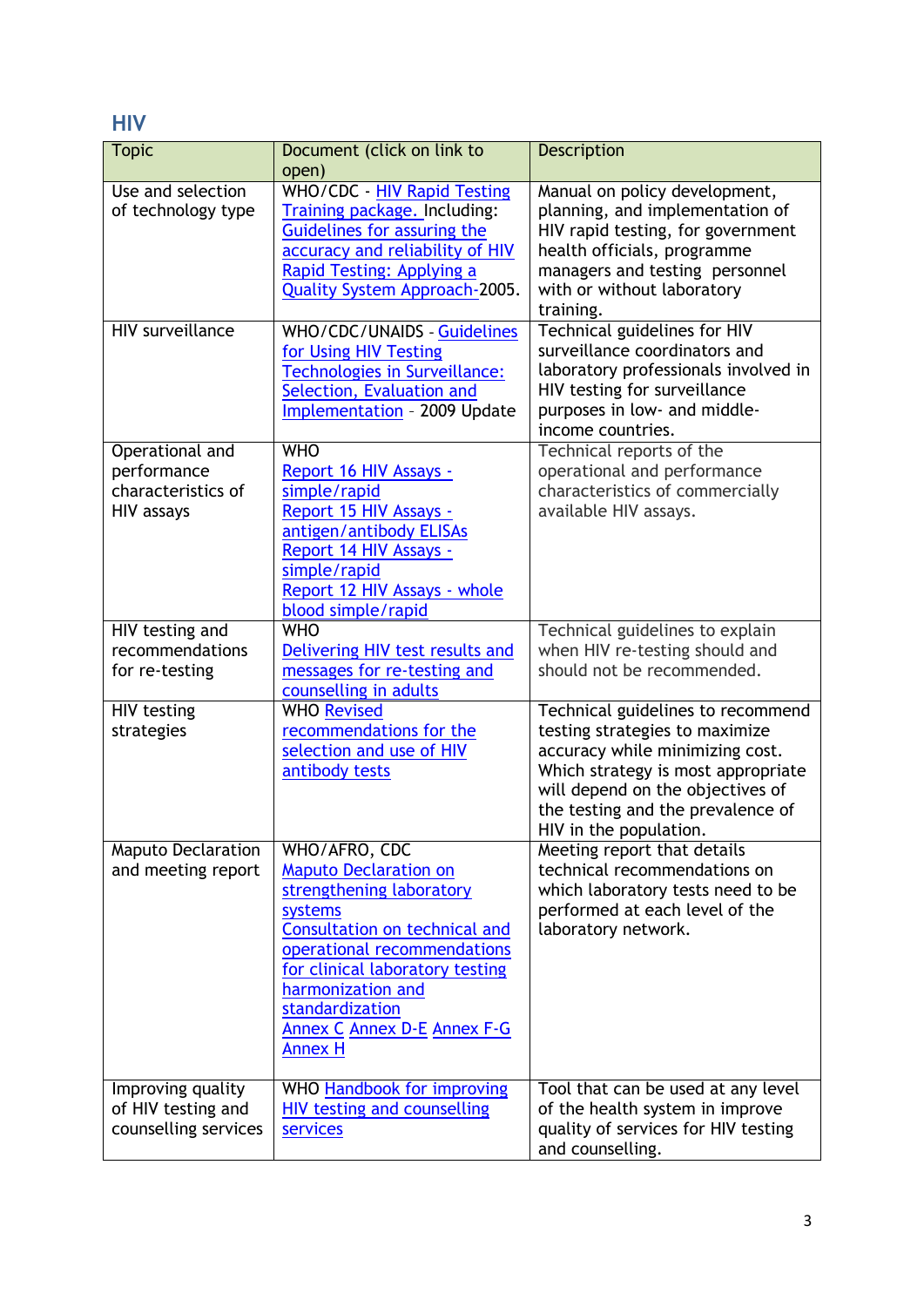## HIV

| Topic | Document (click on link to open) | Description |
|---|---|---|
| Use and selection of technology type | WHO/CDC - HIV Rapid Testing Training package. Including: Guidelines for assuring the accuracy and reliability of HIV Rapid Testing: Applying a Quality System Approach-2005. | Manual on policy development, planning, and implementation of HIV rapid testing, for government health officials, programme managers and testing personnel with or without laboratory training. |
| HIV surveillance | WHO/CDC/UNAIDS - Guidelines for Using HIV Testing Technologies in Surveillance: Selection, Evaluation and Implementation - 2009 Update | Technical guidelines for HIV surveillance coordinators and laboratory professionals involved in HIV testing for surveillance purposes in low- and middle-income countries. |
| Operational and performance characteristics of HIV assays | WHO<br>Report 16 HIV Assays - simple/rapid<br>Report 15 HIV Assays - antigen/antibody ELISAs<br>Report 14 HIV Assays - simple/rapid<br>Report 12 HIV Assays - whole blood simple/rapid | Technical reports of the operational and performance characteristics of commercially available HIV assays. |
| HIV testing and recommendations for re-testing | WHO<br>Delivering HIV test results and messages for re-testing and counselling in adults | Technical guidelines to explain when HIV re-testing should and should not be recommended. |
| HIV testing strategies | WHO Revised recommendations for the selection and use of HIV antibody tests | Technical guidelines to recommend testing strategies to maximize accuracy while minimizing cost. Which strategy is most appropriate will depend on the objectives of the testing and the prevalence of HIV in the population. |
| Maputo Declaration and meeting report | WHO/AFRO, CDC<br>Maputo Declaration on strengthening laboratory systems<br>Consultation on technical and operational recommendations for clinical laboratory testing harmonization and standardization<br>Annex C Annex D-E Annex F-G Annex H | Meeting report that details technical recommendations on which laboratory tests need to be performed at each level of the laboratory network. |
| Improving quality of HIV testing and counselling services | WHO Handbook for improving HIV testing and counselling services | Tool that can be used at any level of the health system in improve quality of services for HIV testing and counselling. |